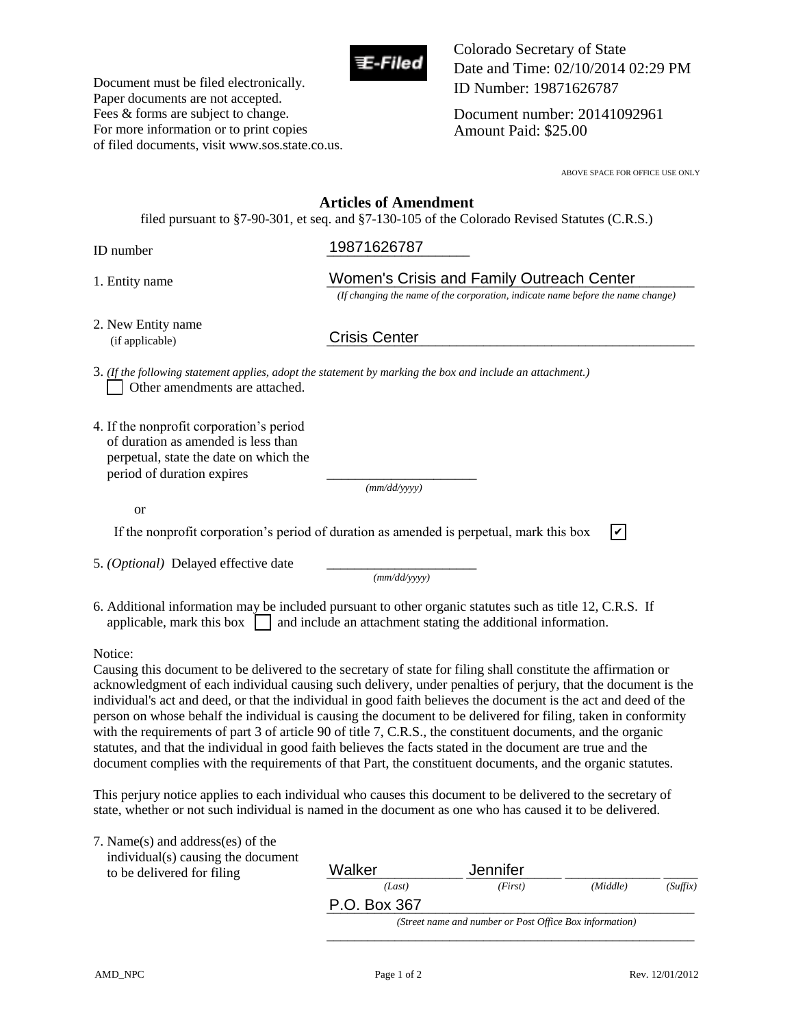Document must be filed electronically.
Paper documents are not accepted.
Fees & forms are subject to change.
For more information or to print copies of filed documents, visit www.sos.state.co.us.

E-Filed

Colorado Secretary of State
Date and Time: 02/10/2014 02:29 PM
ID Number: 19871626787

Document number: 20141092961
Amount Paid: $25.00

ABOVE SPACE FOR OFFICE USE ONLY

# Articles of Amendment

filed pursuant to §7-90-301, et seq. and §7-130-105 of the Colorado Revised Statutes (C.R.S.)

ID number: 19871626787

1. Entity name: Women's Crisis and Family Outreach Center
   *(If changing the name of the corporation, indicate name before the name change)*

2. New Entity name (if applicable): Crisis Center

3. *(If the following statement applies, adopt the statement by marking the box and include an attachment.)*
   ☐ Other amendments are attached.

4. If the nonprofit corporation's period of duration as amended is less than perpetual, state the date on which the period of duration expires ____________________ *(mm/dd/yyyy)*

   or

   If the nonprofit corporation's period of duration as amended is perpetual, mark this box ☑

5. *(Optional)* Delayed effective date ____________________ *(mm/dd/yyyy)*

6. Additional information may be included pursuant to other organic statutes such as title 12, C.R.S. If applicable, mark this box ☐ and include an attachment stating the additional information.

Notice:
Causing this document to be delivered to the secretary of state for filing shall constitute the affirmation or acknowledgment of each individual causing such delivery, under penalties of perjury, that the document is the individual's act and deed, or that the individual in good faith believes the document is the act and deed of the person on whose behalf the individual is causing the document to be delivered for filing, taken in conformity with the requirements of part 3 of article 90 of title 7, C.R.S., the constituent documents, and the organic statutes, and that the individual in good faith believes the facts stated in the document are true and the document complies with the requirements of that Part, the constituent documents, and the organic statutes.

This perjury notice applies to each individual who causes this document to be delivered to the secretary of state, whether or not such individual is named in the document as one who has caused it to be delivered.

7. Name(s) and address(es) of the individual(s) causing the document to be delivered for filing

| Walker | Jennifer | | |
|---|---|---|---|
| *(Last)* | *(First)* | *(Middle)* | *(Suffix)* |

P.O. Box 367
*(Street name and number or Post Office Box information)*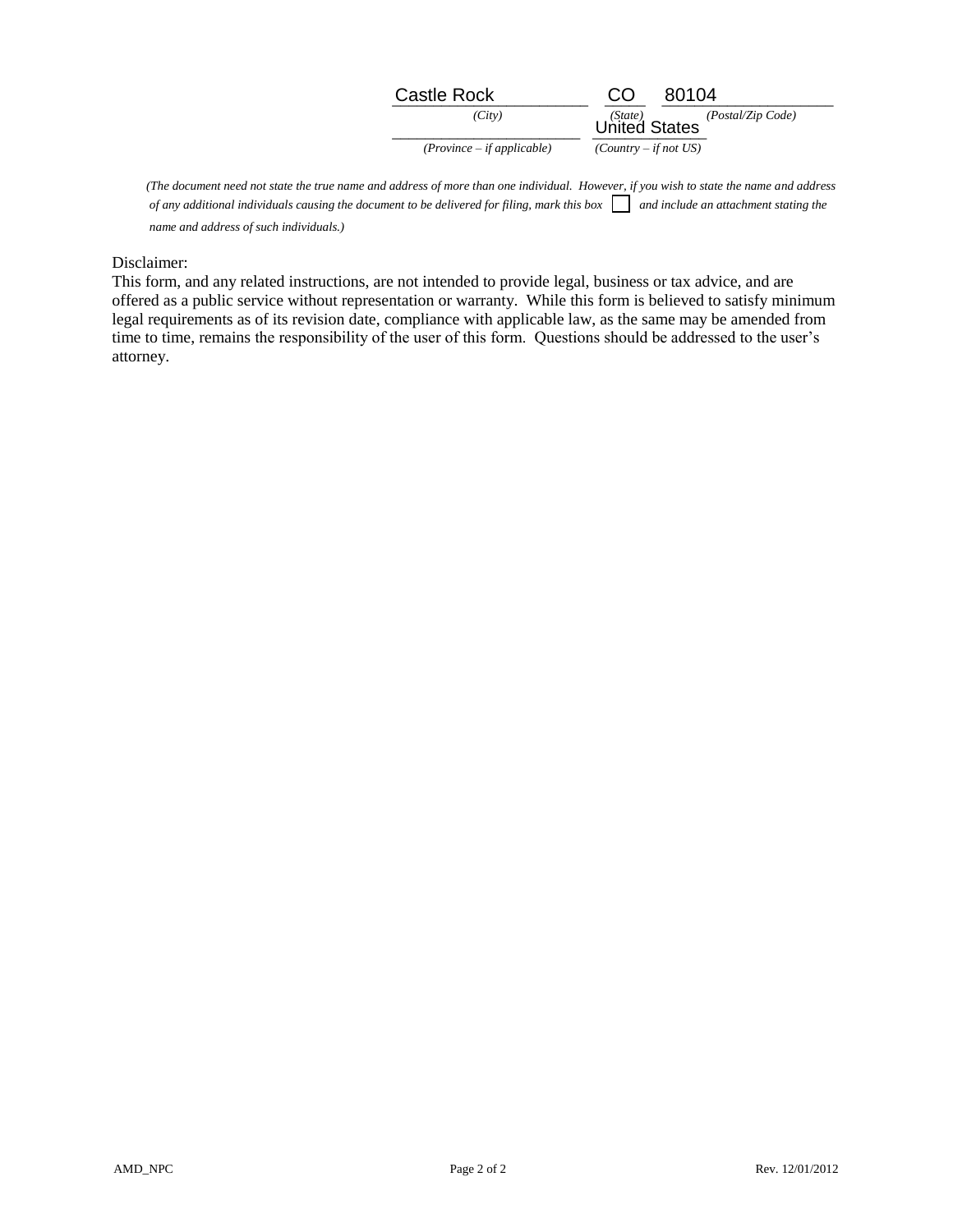| | | |
|---|---|---|
| Castle Rock | CO | 80104 |
| *(City)* | *(State)* | *(Postal/Zip Code)* |
| | United States | |
| *(Province – if applicable)* | *(Country – if not US)* | |

*(The document need not state the true name and address of more than one individual. However, if you wish to state the name and address of any additional individuals causing the document to be delivered for filing, mark this box* ☐ *and include an attachment stating the name and address of such individuals.)*

Disclaimer:

This form, and any related instructions, are not intended to provide legal, business or tax advice, and are offered as a public service without representation or warranty. While this form is believed to satisfy minimum legal requirements as of its revision date, compliance with applicable law, as the same may be amended from time to time, remains the responsibility of the user of this form. Questions should be addressed to the user's attorney.